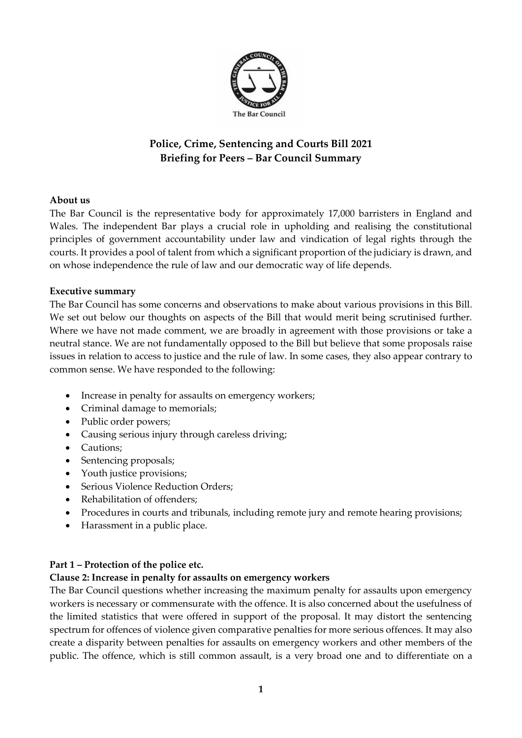**Police, Crime, Sentencing and Courts Bill 2021**
**Briefing for Peers – Bar Council Summary**

**About us**

The Bar Council is the representative body for approximately 17,000 barristers in England and Wales. The independent Bar plays a crucial role in upholding and realising the constitutional principles of government accountability under law and vindication of legal rights through the courts. It provides a pool of talent from which a significant proportion of the judiciary is drawn, and on whose independence the rule of law and our democratic way of life depends.

**Executive summary**

The Bar Council has some concerns and observations to make about various provisions in this Bill. We set out below our thoughts on aspects of the Bill that would merit being scrutinised further. Where we have not made comment, we are broadly in agreement with those provisions or take a neutral stance. We are not fundamentally opposed to the Bill but believe that some proposals raise issues in relation to access to justice and the rule of law. In some cases, they also appear contrary to common sense. We have responded to the following:

- Increase in penalty for assaults on emergency workers;
- Criminal damage to memorials;
- Public order powers;
- Causing serious injury through careless driving;
- Cautions;
- Sentencing proposals;
- Youth justice provisions;
- Serious Violence Reduction Orders;
- Rehabilitation of offenders;
- Procedures in courts and tribunals, including remote jury and remote hearing provisions;
- Harassment in a public place.

**Part 1 – Protection of the police etc.**

**Clause 2: Increase in penalty for assaults on emergency workers**

The Bar Council questions whether increasing the maximum penalty for assaults upon emergency workers is necessary or commensurate with the offence. It is also concerned about the usefulness of the limited statistics that were offered in support of the proposal. It may distort the sentencing spectrum for offences of violence given comparative penalties for more serious offences. It may also create a disparity between penalties for assaults on emergency workers and other members of the public. The offence, which is still common assault, is a very broad one and to differentiate on a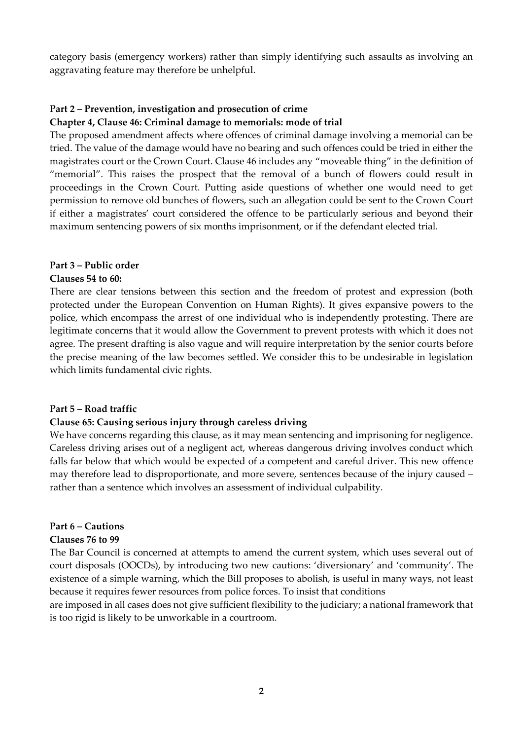category basis (emergency workers) rather than simply identifying such assaults as involving an aggravating feature may therefore be unhelpful.

**Part 2 – Prevention, investigation and prosecution of crime**
**Chapter 4, Clause 46: Criminal damage to memorials: mode of trial**

The proposed amendment affects where offences of criminal damage involving a memorial can be tried. The value of the damage would have no bearing and such offences could be tried in either the magistrates court or the Crown Court. Clause 46 includes any "moveable thing" in the definition of "memorial". This raises the prospect that the removal of a bunch of flowers could result in proceedings in the Crown Court. Putting aside questions of whether one would need to get permission to remove old bunches of flowers, such an allegation could be sent to the Crown Court if either a magistrates' court considered the offence to be particularly serious and beyond their maximum sentencing powers of six months imprisonment, or if the defendant elected trial.

**Part 3 – Public order**
**Clauses 54 to 60:**

There are clear tensions between this section and the freedom of protest and expression (both protected under the European Convention on Human Rights). It gives expansive powers to the police, which encompass the arrest of one individual who is independently protesting. There are legitimate concerns that it would allow the Government to prevent protests with which it does not agree. The present drafting is also vague and will require interpretation by the senior courts before the precise meaning of the law becomes settled. We consider this to be undesirable in legislation which limits fundamental civic rights.

**Part 5 – Road traffic**
**Clause 65: Causing serious injury through careless driving**

We have concerns regarding this clause, as it may mean sentencing and imprisoning for negligence. Careless driving arises out of a negligent act, whereas dangerous driving involves conduct which falls far below that which would be expected of a competent and careful driver. This new offence may therefore lead to disproportionate, and more severe, sentences because of the injury caused – rather than a sentence which involves an assessment of individual culpability.

**Part 6 – Cautions**
**Clauses 76 to 99**

The Bar Council is concerned at attempts to amend the current system, which uses several out of court disposals (OOCDs), by introducing two new cautions: 'diversionary' and 'community'. The existence of a simple warning, which the Bill proposes to abolish, is useful in many ways, not least because it requires fewer resources from police forces. To insist that conditions are imposed in all cases does not give sufficient flexibility to the judiciary; a national framework that is too rigid is likely to be unworkable in a courtroom.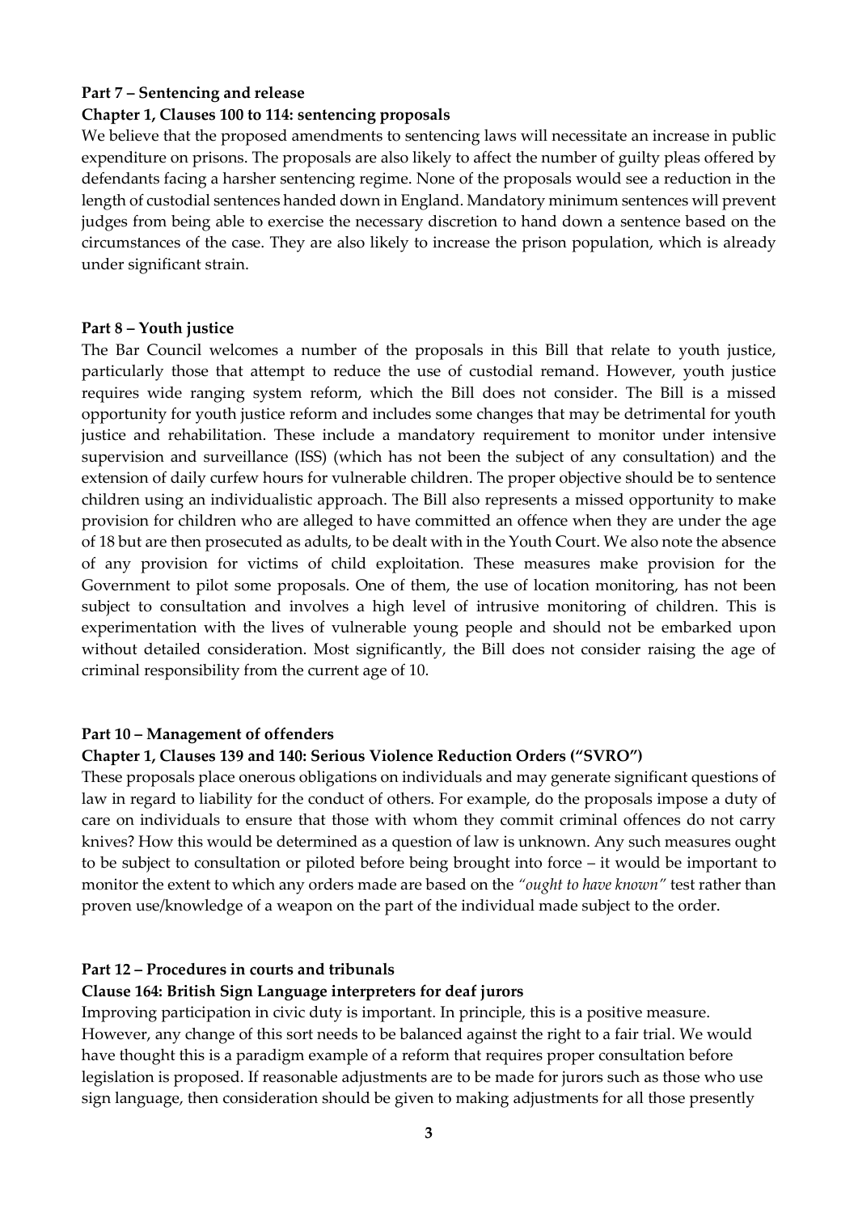**Part 7 – Sentencing and release**

**Chapter 1, Clauses 100 to 114: sentencing proposals**

We believe that the proposed amendments to sentencing laws will necessitate an increase in public expenditure on prisons. The proposals are also likely to affect the number of guilty pleas offered by defendants facing a harsher sentencing regime. None of the proposals would see a reduction in the length of custodial sentences handed down in England. Mandatory minimum sentences will prevent judges from being able to exercise the necessary discretion to hand down a sentence based on the circumstances of the case. They are also likely to increase the prison population, which is already under significant strain.

**Part 8 – Youth justice**

The Bar Council welcomes a number of the proposals in this Bill that relate to youth justice, particularly those that attempt to reduce the use of custodial remand. However, youth justice requires wide ranging system reform, which the Bill does not consider. The Bill is a missed opportunity for youth justice reform and includes some changes that may be detrimental for youth justice and rehabilitation. These include a mandatory requirement to monitor under intensive supervision and surveillance (ISS) (which has not been the subject of any consultation) and the extension of daily curfew hours for vulnerable children. The proper objective should be to sentence children using an individualistic approach. The Bill also represents a missed opportunity to make provision for children who are alleged to have committed an offence when they are under the age of 18 but are then prosecuted as adults, to be dealt with in the Youth Court. We also note the absence of any provision for victims of child exploitation. These measures make provision for the Government to pilot some proposals. One of them, the use of location monitoring, has not been subject to consultation and involves a high level of intrusive monitoring of children. This is experimentation with the lives of vulnerable young people and should not be embarked upon without detailed consideration. Most significantly, the Bill does not consider raising the age of criminal responsibility from the current age of 10.

**Part 10 – Management of offenders**

**Chapter 1, Clauses 139 and 140: Serious Violence Reduction Orders ("SVRO")**

These proposals place onerous obligations on individuals and may generate significant questions of law in regard to liability for the conduct of others. For example, do the proposals impose a duty of care on individuals to ensure that those with whom they commit criminal offences do not carry knives? How this would be determined as a question of law is unknown. Any such measures ought to be subject to consultation or piloted before being brought into force – it would be important to monitor the extent to which any orders made are based on the *"ought to have known"* test rather than proven use/knowledge of a weapon on the part of the individual made subject to the order.

**Part 12 – Procedures in courts and tribunals**

**Clause 164: British Sign Language interpreters for deaf jurors**

Improving participation in civic duty is important. In principle, this is a positive measure. However, any change of this sort needs to be balanced against the right to a fair trial. We would have thought this is a paradigm example of a reform that requires proper consultation before legislation is proposed. If reasonable adjustments are to be made for jurors such as those who use sign language, then consideration should be given to making adjustments for all those presently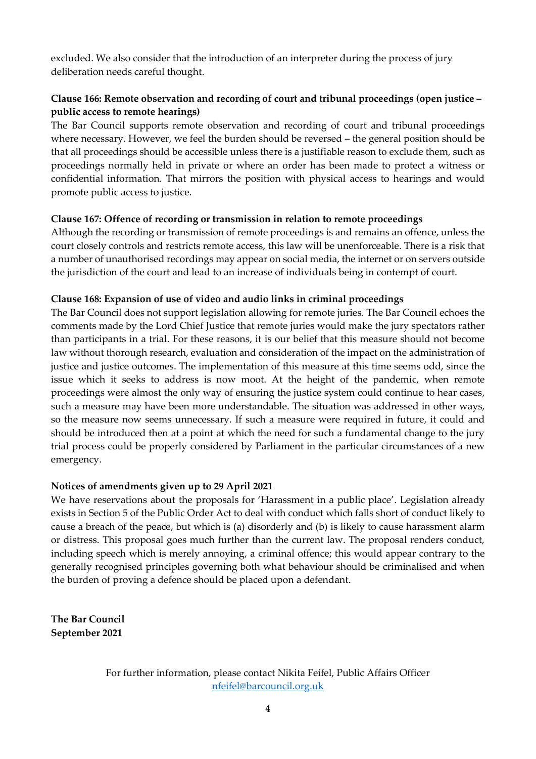excluded. We also consider that the introduction of an interpreter during the process of jury deliberation needs careful thought.

**Clause 166: Remote observation and recording of court and tribunal proceedings (open justice – public access to remote hearings)**

The Bar Council supports remote observation and recording of court and tribunal proceedings where necessary. However, we feel the burden should be reversed – the general position should be that all proceedings should be accessible unless there is a justifiable reason to exclude them, such as proceedings normally held in private or where an order has been made to protect a witness or confidential information. That mirrors the position with physical access to hearings and would promote public access to justice.

**Clause 167: Offence of recording or transmission in relation to remote proceedings**

Although the recording or transmission of remote proceedings is and remains an offence, unless the court closely controls and restricts remote access, this law will be unenforceable. There is a risk that a number of unauthorised recordings may appear on social media, the internet or on servers outside the jurisdiction of the court and lead to an increase of individuals being in contempt of court.

**Clause 168: Expansion of use of video and audio links in criminal proceedings**

The Bar Council does not support legislation allowing for remote juries. The Bar Council echoes the comments made by the Lord Chief Justice that remote juries would make the jury spectators rather than participants in a trial. For these reasons, it is our belief that this measure should not become law without thorough research, evaluation and consideration of the impact on the administration of justice and justice outcomes. The implementation of this measure at this time seems odd, since the issue which it seeks to address is now moot. At the height of the pandemic, when remote proceedings were almost the only way of ensuring the justice system could continue to hear cases, such a measure may have been more understandable. The situation was addressed in other ways, so the measure now seems unnecessary. If such a measure were required in future, it could and should be introduced then at a point at which the need for such a fundamental change to the jury trial process could be properly considered by Parliament in the particular circumstances of a new emergency.

**Notices of amendments given up to 29 April 2021**

We have reservations about the proposals for 'Harassment in a public place'. Legislation already exists in Section 5 of the Public Order Act to deal with conduct which falls short of conduct likely to cause a breach of the peace, but which is (a) disorderly and (b) is likely to cause harassment alarm or distress. This proposal goes much further than the current law. The proposal renders conduct, including speech which is merely annoying, a criminal offence; this would appear contrary to the generally recognised principles governing both what behaviour should be criminalised and when the burden of proving a defence should be placed upon a defendant.

**The Bar Council**
**September 2021**

For further information, please contact Nikita Feifel, Public Affairs Officer
nfeifel@barcouncil.org.uk